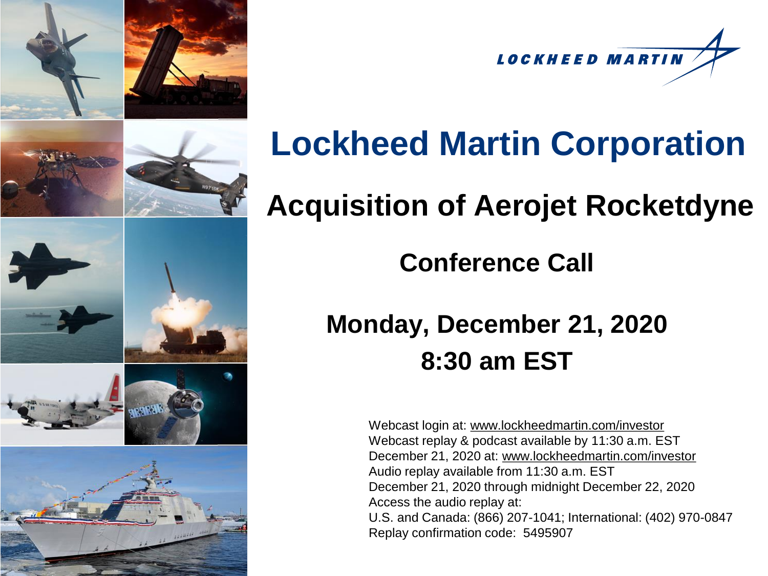LOCKHEED MARTIN

# Lockheed Martin Corporation

## Acquisition of Aerojet Rocketdyne

### Conference Call

### Monday, December 21, 2020
### 8:30 am EST

Webcast login at: www.lockheedmartin.com/investor
Webcast replay & podcast available by 11:30 a.m. EST December 21, 2020 at: www.lockheedmartin.com/investor
Audio replay available from 11:30 a.m. EST December 21, 2020 through midnight December 22, 2020
Access the audio replay at:
U.S. and Canada: (866) 207-1041; International: (402) 970-0847
Replay confirmation code: 5495907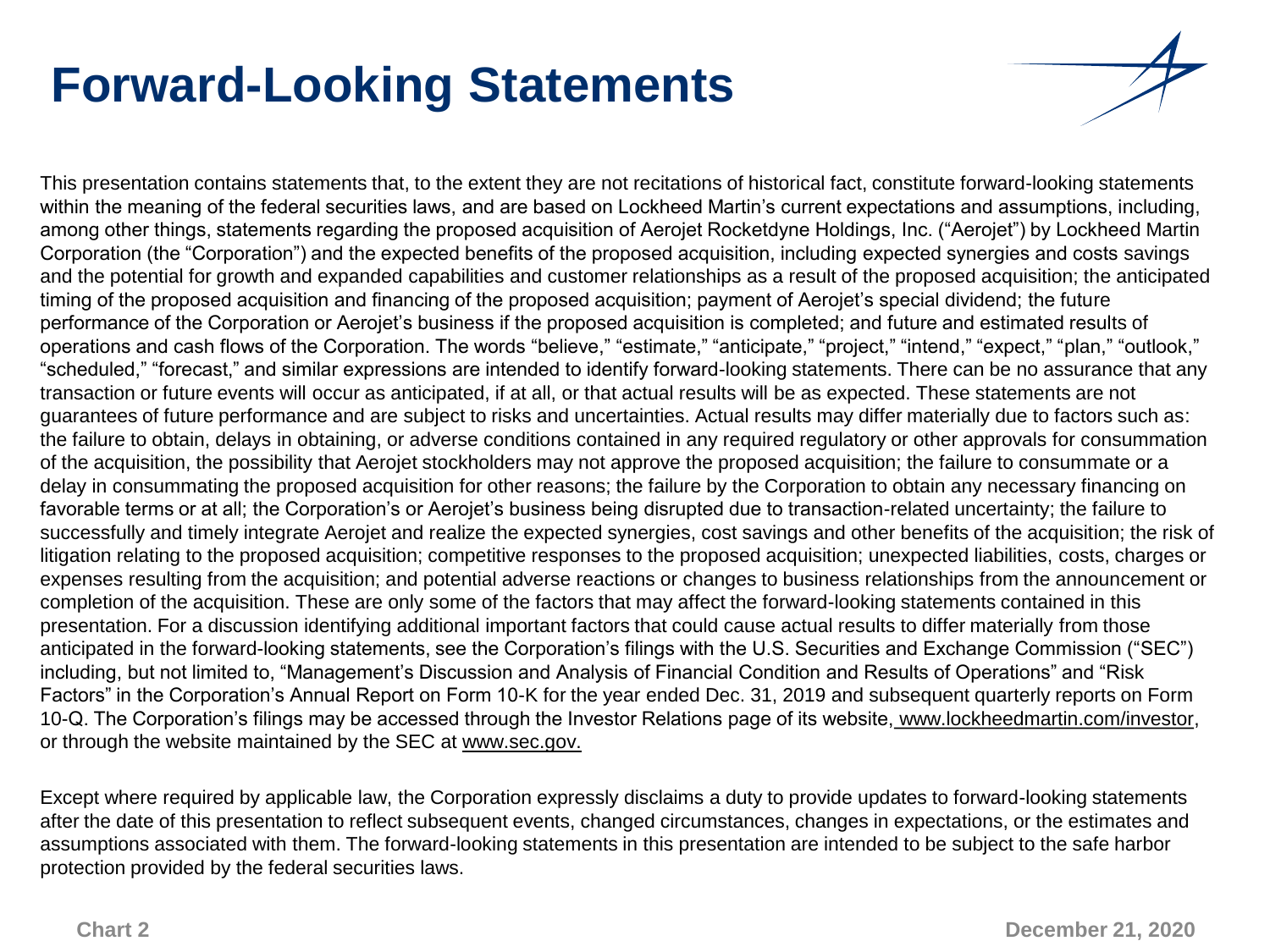# Forward-Looking Statements

This presentation contains statements that, to the extent they are not recitations of historical fact, constitute forward-looking statements within the meaning of the federal securities laws, and are based on Lockheed Martin's current expectations and assumptions, including, among other things, statements regarding the proposed acquisition of Aerojet Rocketdyne Holdings, Inc. ("Aerojet") by Lockheed Martin Corporation (the "Corporation") and the expected benefits of the proposed acquisition, including expected synergies and costs savings and the potential for growth and expanded capabilities and customer relationships as a result of the proposed acquisition; the anticipated timing of the proposed acquisition and financing of the proposed acquisition; payment of Aerojet's special dividend; the future performance of the Corporation or Aerojet's business if the proposed acquisition is completed; and future and estimated results of operations and cash flows of the Corporation. The words "believe," "estimate," "anticipate," "project," "intend," "expect," "plan," "outlook," "scheduled," "forecast," and similar expressions are intended to identify forward-looking statements. There can be no assurance that any transaction or future events will occur as anticipated, if at all, or that actual results will be as expected. These statements are not guarantees of future performance and are subject to risks and uncertainties. Actual results may differ materially due to factors such as: the failure to obtain, delays in obtaining, or adverse conditions contained in any required regulatory or other approvals for consummation of the acquisition, the possibility that Aerojet stockholders may not approve the proposed acquisition; the failure to consummate or a delay in consummating the proposed acquisition for other reasons; the failure by the Corporation to obtain any necessary financing on favorable terms or at all; the Corporation's or Aerojet's business being disrupted due to transaction-related uncertainty; the failure to successfully and timely integrate Aerojet and realize the expected synergies, cost savings and other benefits of the acquisition; the risk of litigation relating to the proposed acquisition; competitive responses to the proposed acquisition; unexpected liabilities, costs, charges or expenses resulting from the acquisition; and potential adverse reactions or changes to business relationships from the announcement or completion of the acquisition. These are only some of the factors that may affect the forward-looking statements contained in this presentation. For a discussion identifying additional important factors that could cause actual results to differ materially from those anticipated in the forward-looking statements, see the Corporation's filings with the U.S. Securities and Exchange Commission ("SEC") including, but not limited to, "Management's Discussion and Analysis of Financial Condition and Results of Operations" and "Risk Factors" in the Corporation's Annual Report on Form 10-K for the year ended Dec. 31, 2019 and subsequent quarterly reports on Form 10-Q. The Corporation's filings may be accessed through the Investor Relations page of its website, www.lockheedmartin.com/investor, or through the website maintained by the SEC at www.sec.gov.

Except where required by applicable law, the Corporation expressly disclaims a duty to provide updates to forward-looking statements after the date of this presentation to reflect subsequent events, changed circumstances, changes in expectations, or the estimates and assumptions associated with them. The forward-looking statements in this presentation are intended to be subject to the safe harbor protection provided by the federal securities laws.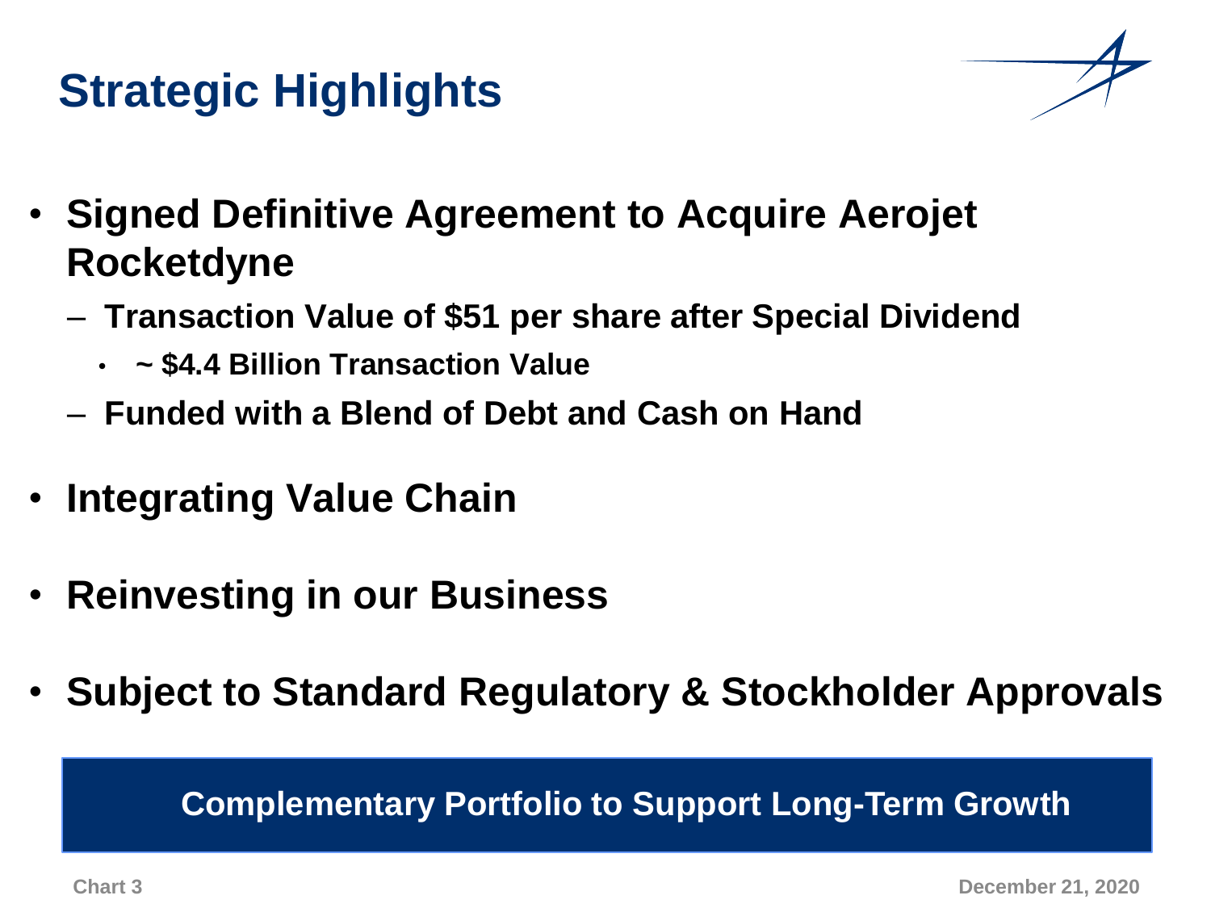# Strategic Highlights

- **Signed Definitive Agreement to Acquire Aerojet Rocketdyne**
  - **Transaction Value of $51 per share after Special Dividend**
    - **~ $4.4 Billion Transaction Value**
  - **Funded with a Blend of Debt and Cash on Hand**
- **Integrating Value Chain**
- **Reinvesting in our Business**
- **Subject to Standard Regulatory & Stockholder Approvals**

**Complementary Portfolio to Support Long-Term Growth**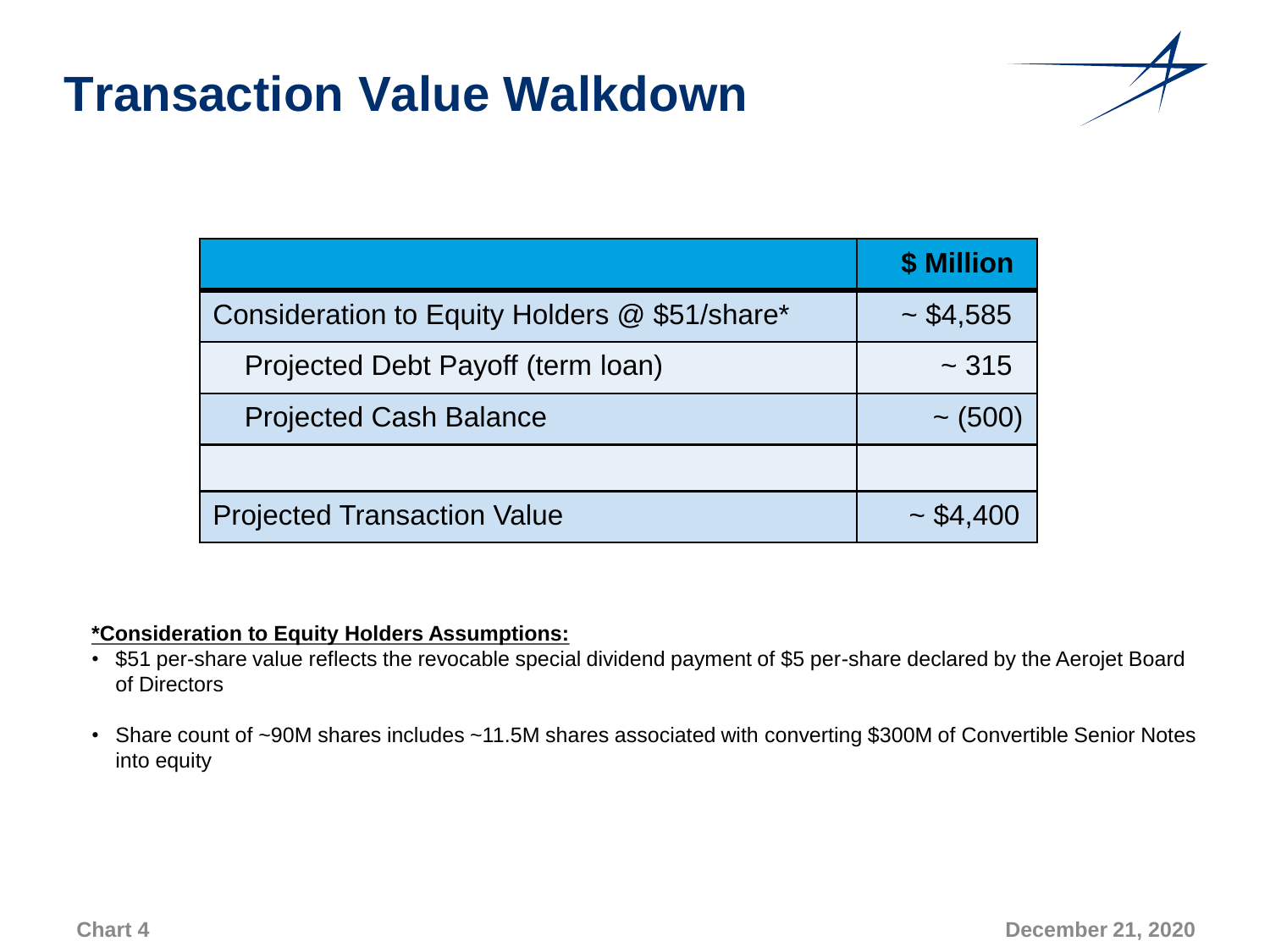# Transaction Value Walkdown

| | $ Million |
|---|---|
| Consideration to Equity Holders @ $51/share* | ~ $4,585 |
| Projected Debt Payoff (term loan) | ~ 315 |
| Projected Cash Balance | ~ (500) |
| | |
| Projected Transaction Value | ~ $4,400 |

***Consideration to Equity Holders Assumptions:**

- $51 per-share value reflects the revocable special dividend payment of $5 per-share declared by the Aerojet Board of Directors
- Share count of ~90M shares includes ~11.5M shares associated with converting $300M of Convertible Senior Notes into equity

Chart 4

December 21, 2020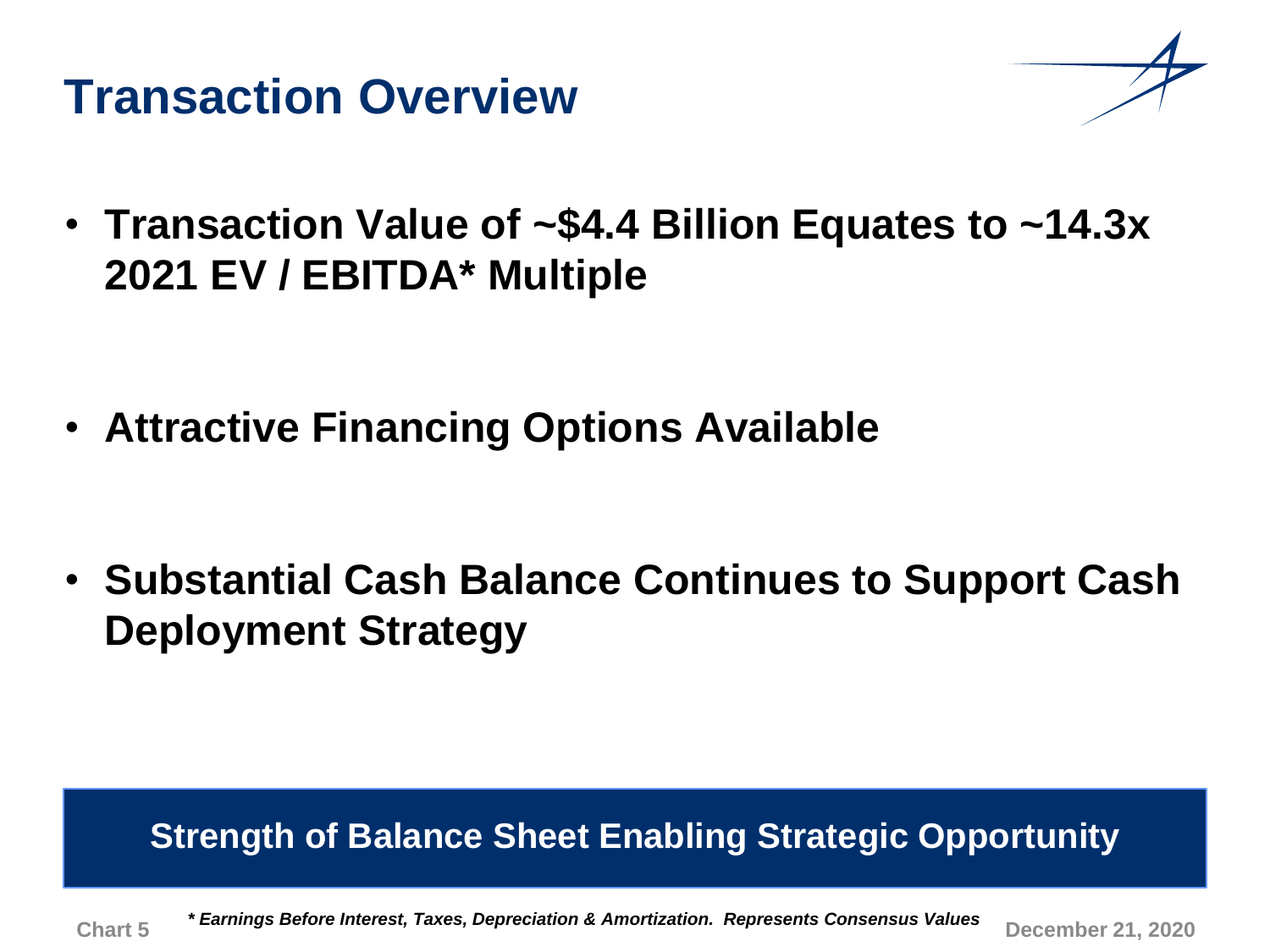# Transaction Overview

- **Transaction Value of ~$4.4 Billion Equates to ~14.3x 2021 EV / EBITDA* Multiple**

- **Attractive Financing Options Available**

- **Substantial Cash Balance Continues to Support Cash Deployment Strategy**

**Strength of Balance Sheet Enabling Strategic Opportunity**

***\* Earnings Before Interest, Taxes, Depreciation & Amortization. Represents Consensus Values***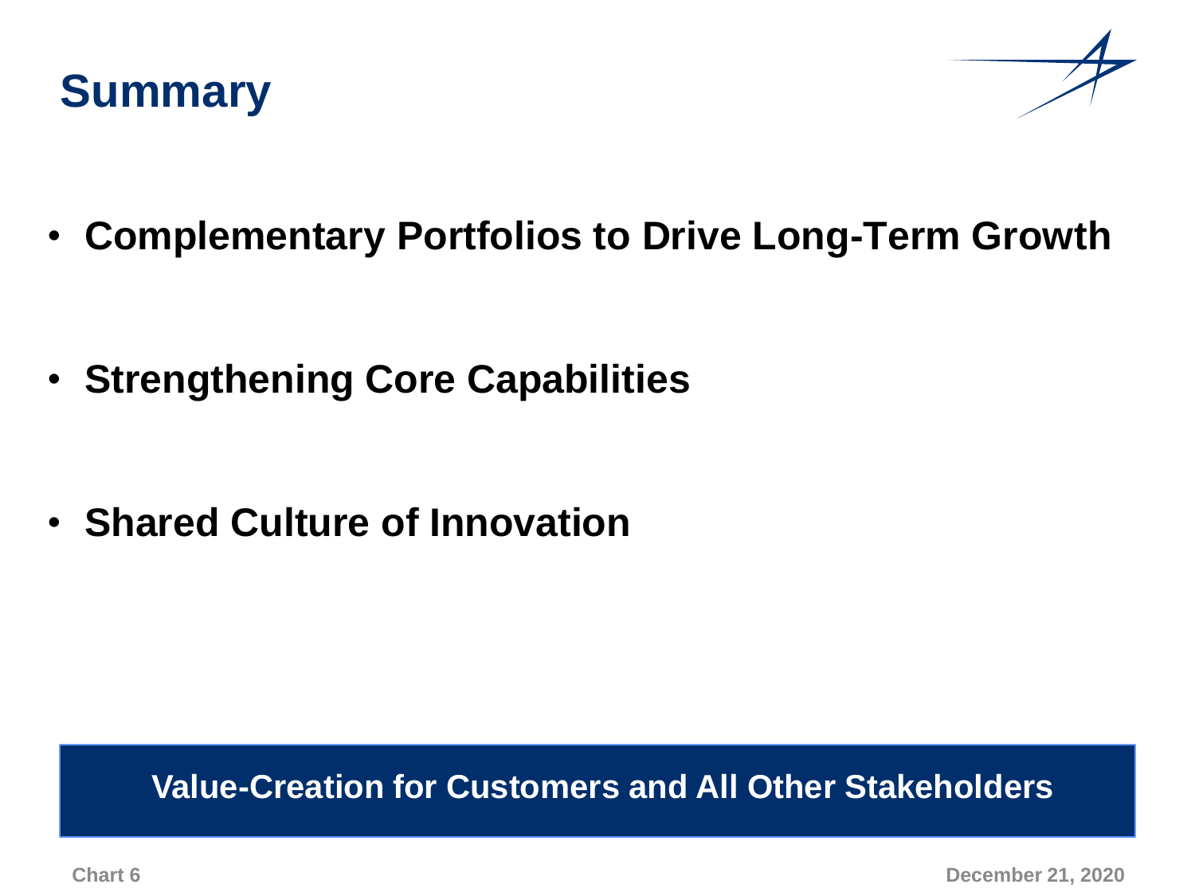# Summary

- **Complementary Portfolios to Drive Long-Term Growth**

- **Strengthening Core Capabilities**

- **Shared Culture of Innovation**

**Value-Creation for Customers and All Other Stakeholders**